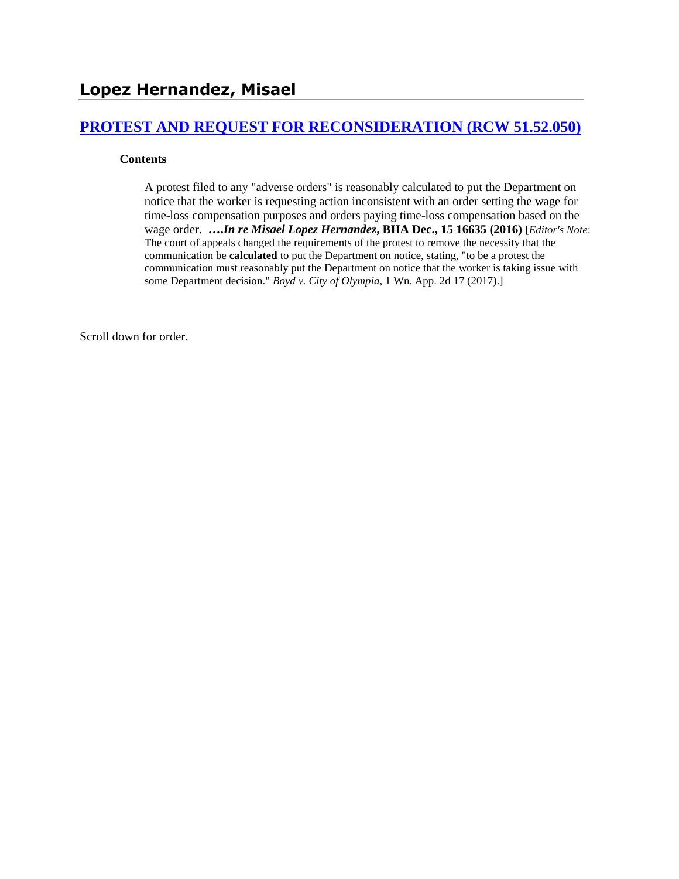# Lopez Hernandez, Misael

## [PROTEST AND REQUEST FOR RECONSIDERATION (RCW 51.52.050)]

**Contents**

A protest filed to any "adverse orders" is reasonably calculated to put the Department on notice that the worker is requesting action inconsistent with an order setting the wage for time-loss compensation purposes and orders paying time-loss compensation based on the wage order. **….*In re Misael Lopez Hernandez*, BIIA Dec., 15 16635 (2016)** [*Editor's Note*: The court of appeals changed the requirements of the protest to remove the necessity that the communication be **calculated** to put the Department on notice, stating, "to be a protest the communication must reasonably put the Department on notice that the worker is taking issue with some Department decision." *Boyd v. City of Olympia*, 1 Wn. App. 2d 17 (2017).]

Scroll down for order.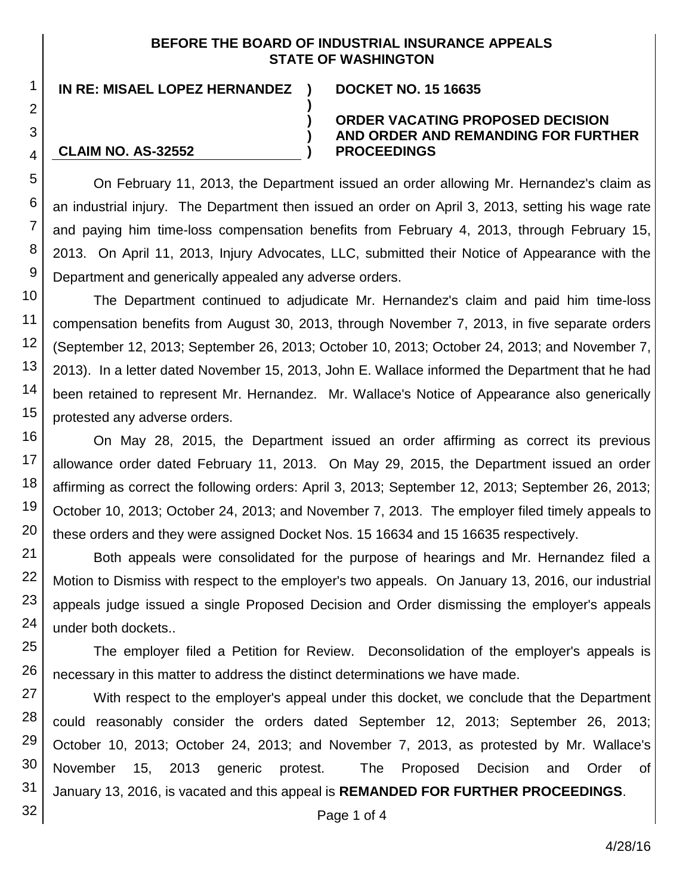**BEFORE THE BOARD OF INDUSTRIAL INSURANCE APPEALS STATE OF WASHINGTON**

| | |
|---|---|
| **IN RE: MISAEL LOPEZ HERNANDEZ** | **DOCKET NO. 15 16635** |
| **CLAIM NO. AS-32552** | **ORDER VACATING PROPOSED DECISION AND ORDER AND REMANDING FOR FURTHER PROCEEDINGS** |

On February 11, 2013, the Department issued an order allowing Mr. Hernandez's claim as an industrial injury. The Department then issued an order on April 3, 2013, setting his wage rate and paying him time-loss compensation benefits from February 4, 2013, through February 15, 2013. On April 11, 2013, Injury Advocates, LLC, submitted their Notice of Appearance with the Department and generically appealed any adverse orders.

The Department continued to adjudicate Mr. Hernandez's claim and paid him time-loss compensation benefits from August 30, 2013, through November 7, 2013, in five separate orders (September 12, 2013; September 26, 2013; October 10, 2013; October 24, 2013; and November 7, 2013). In a letter dated November 15, 2013, John E. Wallace informed the Department that he had been retained to represent Mr. Hernandez. Mr. Wallace's Notice of Appearance also generically protested any adverse orders.

On May 28, 2015, the Department issued an order affirming as correct its previous allowance order dated February 11, 2013. On May 29, 2015, the Department issued an order affirming as correct the following orders: April 3, 2013; September 12, 2013; September 26, 2013; October 10, 2013; October 24, 2013; and November 7, 2013. The employer filed timely appeals to these orders and they were assigned Docket Nos. 15 16634 and 15 16635 respectively.

Both appeals were consolidated for the purpose of hearings and Mr. Hernandez filed a Motion to Dismiss with respect to the employer's two appeals. On January 13, 2016, our industrial appeals judge issued a single Proposed Decision and Order dismissing the employer's appeals under both dockets..

The employer filed a Petition for Review. Deconsolidation of the employer's appeals is necessary in this matter to address the distinct determinations we have made.

With respect to the employer's appeal under this docket, we conclude that the Department could reasonably consider the orders dated September 12, 2013; September 26, 2013; October 10, 2013; October 24, 2013; and November 7, 2013, as protested by Mr. Wallace's November 15, 2013 generic protest. The Proposed Decision and Order of January 13, 2016, is vacated and this appeal is **REMANDED FOR FURTHER PROCEEDINGS**.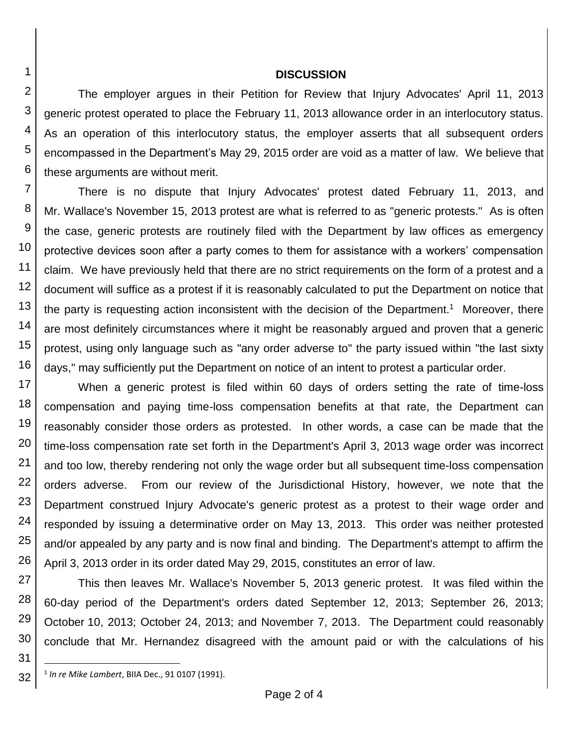## DISCUSSION

The employer argues in their Petition for Review that Injury Advocates' April 11, 2013 generic protest operated to place the February 11, 2013 allowance order in an interlocutory status. As an operation of this interlocutory status, the employer asserts that all subsequent orders encompassed in the Department's May 29, 2015 order are void as a matter of law. We believe that these arguments are without merit.

There is no dispute that Injury Advocates' protest dated February 11, 2013, and Mr. Wallace's November 15, 2013 protest are what is referred to as "generic protests." As is often the case, generic protests are routinely filed with the Department by law offices as emergency protective devices soon after a party comes to them for assistance with a workers' compensation claim. We have previously held that there are no strict requirements on the form of a protest and a document will suffice as a protest if it is reasonably calculated to put the Department on notice that the party is requesting action inconsistent with the decision of the Department.[1] Moreover, there are most definitely circumstances where it might be reasonably argued and proven that a generic protest, using only language such as "any order adverse to" the party issued within "the last sixty days," may sufficiently put the Department on notice of an intent to protest a particular order.

When a generic protest is filed within 60 days of orders setting the rate of time-loss compensation and paying time-loss compensation benefits at that rate, the Department can reasonably consider those orders as protested. In other words, a case can be made that the time-loss compensation rate set forth in the Department's April 3, 2013 wage order was incorrect and too low, thereby rendering not only the wage order but all subsequent time-loss compensation orders adverse. From our review of the Jurisdictional History, however, we note that the Department construed Injury Advocate's generic protest as a protest to their wage order and responded by issuing a determinative order on May 13, 2013. This order was neither protested and/or appealed by any party and is now final and binding. The Department's attempt to affirm the April 3, 2013 order in its order dated May 29, 2015, constitutes an error of law.

This then leaves Mr. Wallace's November 5, 2013 generic protest. It was filed within the 60-day period of the Department's orders dated September 12, 2013; September 26, 2013; October 10, 2013; October 24, 2013; and November 7, 2013. The Department could reasonably conclude that Mr. Hernandez disagreed with the amount paid or with the calculations of his

[1] *In re Mike Lambert*, BIIA Dec., 91 0107 (1991).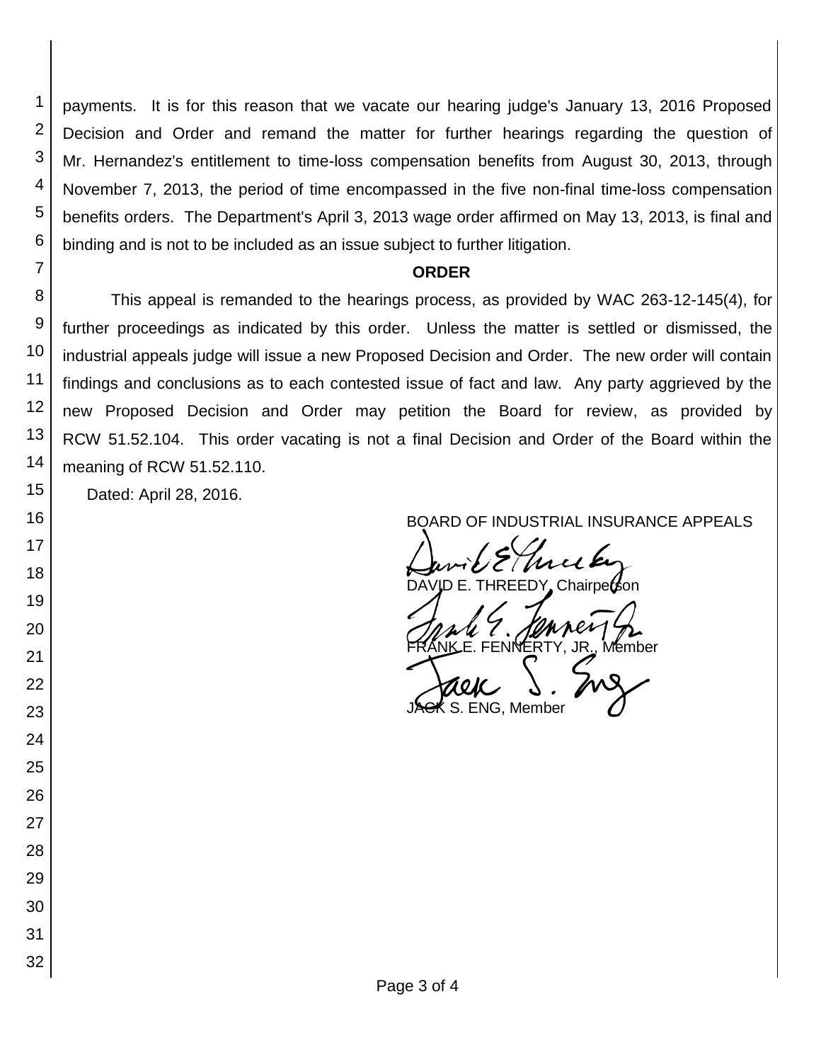payments. It is for this reason that we vacate our hearing judge's January 13, 2016 Proposed Decision and Order and remand the matter for further hearings regarding the question of Mr. Hernandez's entitlement to time-loss compensation benefits from August 30, 2013, through November 7, 2013, the period of time encompassed in the five non-final time-loss compensation benefits orders. The Department's April 3, 2013 wage order affirmed on May 13, 2013, is final and binding and is not to be included as an issue subject to further litigation.

## ORDER

This appeal is remanded to the hearings process, as provided by WAC 263-12-145(4), for further proceedings as indicated by this order. Unless the matter is settled or dismissed, the industrial appeals judge will issue a new Proposed Decision and Order. The new order will contain findings and conclusions as to each contested issue of fact and law. Any party aggrieved by the new Proposed Decision and Order may petition the Board for review, as provided by RCW 51.52.104. This order vacating is not a final Decision and Order of the Board within the meaning of RCW 51.52.110.

Dated: April 28, 2016.

BOARD OF INDUSTRIAL INSURANCE APPEALS

DAVID E. THREEDY, Chairperson

FRANK E. FENNERTY, JR., Member

JACK S. ENG, Member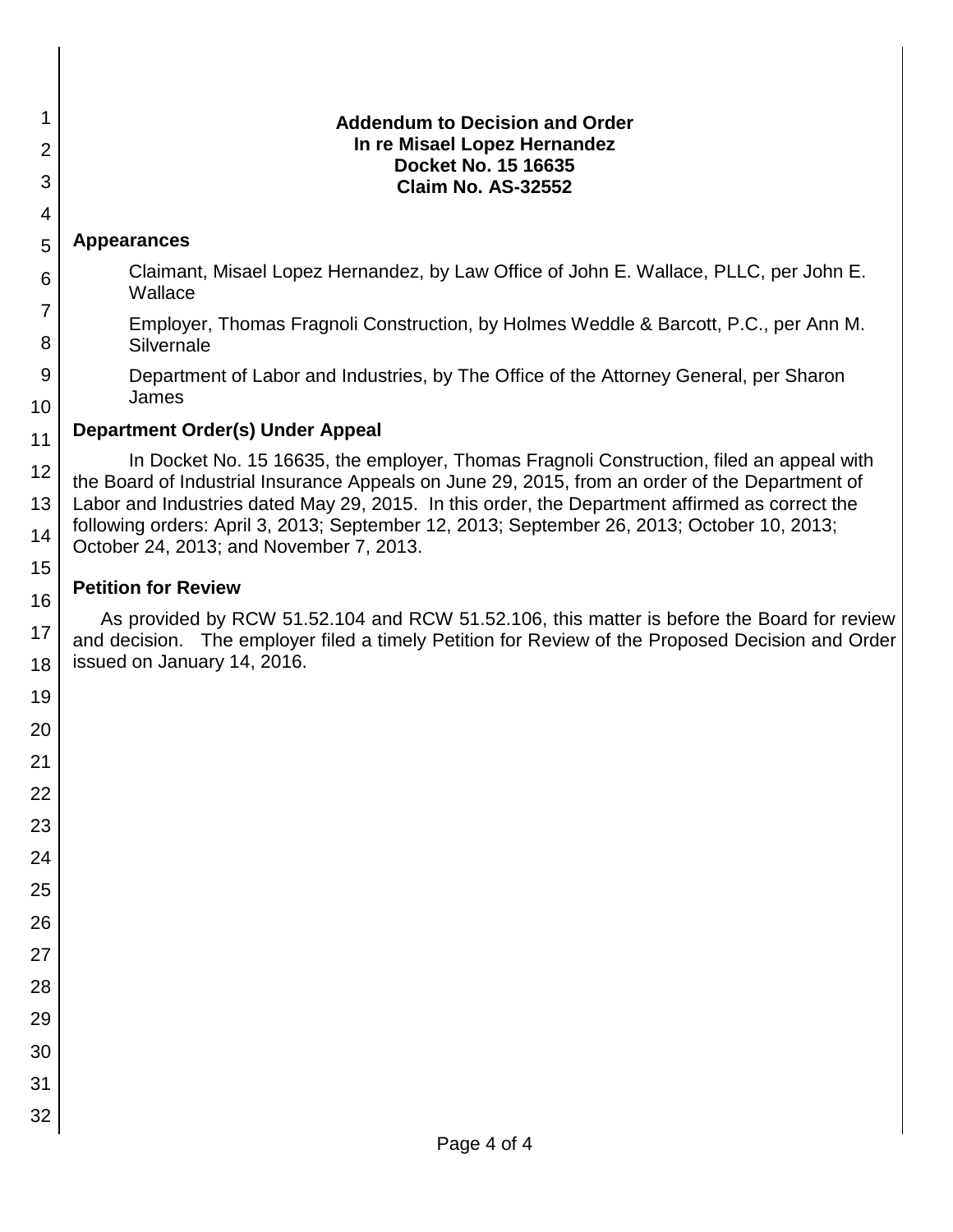**Addendum to Decision and Order**
**In re Misael Lopez Hernandez**
**Docket No. 15 16635**
**Claim No. AS-32552**

## Appearances

Claimant, Misael Lopez Hernandez, by Law Office of John E. Wallace, PLLC, per John E. Wallace

Employer, Thomas Fragnoli Construction, by Holmes Weddle & Barcott, P.C., per Ann M. Silvernale

Department of Labor and Industries, by The Office of the Attorney General, per Sharon James

## Department Order(s) Under Appeal

In Docket No. 15 16635, the employer, Thomas Fragnoli Construction, filed an appeal with the Board of Industrial Insurance Appeals on June 29, 2015, from an order of the Department of Labor and Industries dated May 29, 2015. In this order, the Department affirmed as correct the following orders: April 3, 2013; September 12, 2013; September 26, 2013; October 10, 2013; October 24, 2013; and November 7, 2013.

## Petition for Review

As provided by RCW 51.52.104 and RCW 51.52.106, this matter is before the Board for review and decision. The employer filed a timely Petition for Review of the Proposed Decision and Order issued on January 14, 2016.